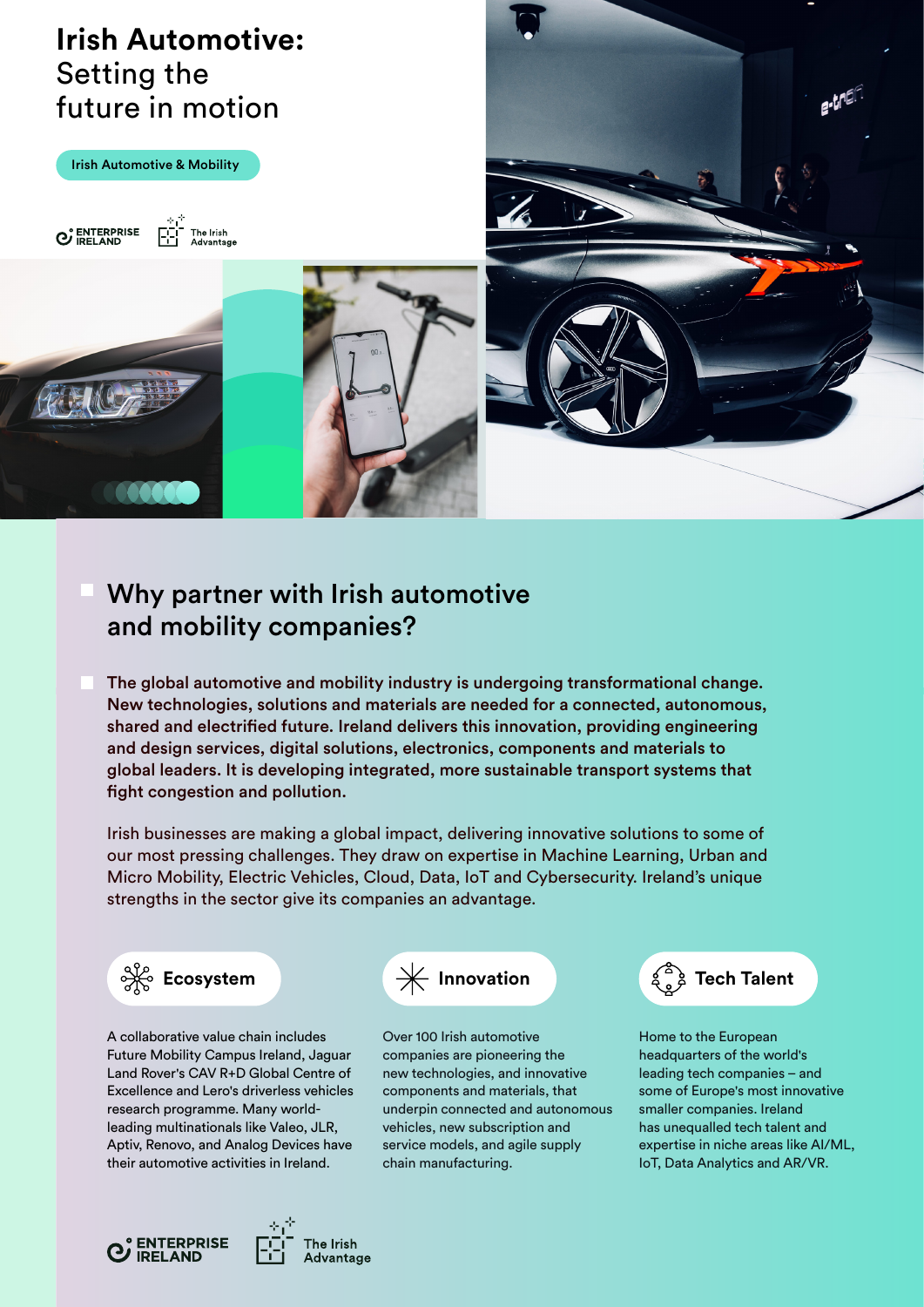# Irish Automotive: Setting the future in motion

Irish Automotive & Mobility

ENTERPRISE IRELAND | The Irish Advantage

## Why partner with Irish automotive and mobility companies?

**The global automotive and mobility industry is undergoing transformational change. New technologies, solutions and materials are needed for a connected, autonomous, shared and electrified future. Ireland delivers this innovation, providing engineering and design services, digital solutions, electronics, components and materials to global leaders. It is developing integrated, more sustainable transport systems that fight congestion and pollution.**

Irish businesses are making a global impact, delivering innovative solutions to some of our most pressing challenges. They draw on expertise in Machine Learning, Urban and Micro Mobility, Electric Vehicles, Cloud, Data, IoT and Cybersecurity. Ireland's unique strengths in the sector give its companies an advantage.

### Ecosystem

A collaborative value chain includes Future Mobility Campus Ireland, Jaguar Land Rover's CAV R+D Global Centre of Excellence and Lero's driverless vehicles research programme. Many world-leading multinationals like Valeo, JLR, Aptiv, Renovo, and Analog Devices have their automotive activities in Ireland.

### Innovation

Over 100 Irish automotive companies are pioneering the new technologies, and innovative components and materials, that underpin connected and autonomous vehicles, new subscription and service models, and agile supply chain manufacturing.

### Tech Talent

Home to the European headquarters of the world's leading tech companies – and some of Europe's most innovative smaller companies. Ireland has unequalled tech talent and expertise in niche areas like AI/ML, IoT, Data Analytics and AR/VR.

ENTERPRISE IRELAND | The Irish Advantage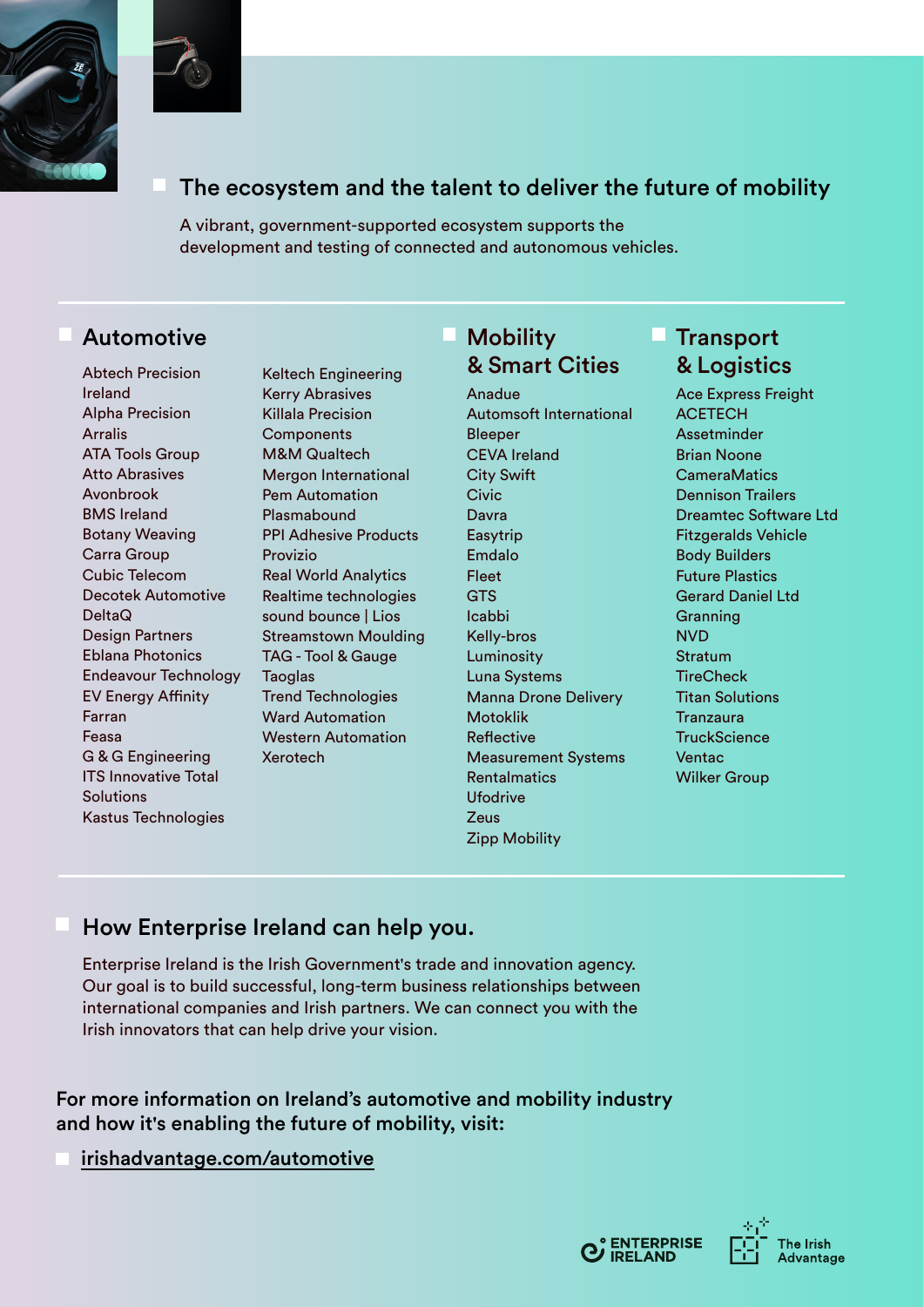## The ecosystem and the talent to deliver the future of mobility

A vibrant, government-supported ecosystem supports the development and testing of connected and autonomous vehicles.

### Automotive

- Abtech Precision Ireland
- Alpha Precision
- Arralis
- ATA Tools Group
- Atto Abrasives
- Avonbrook
- BMS Ireland
- Botany Weaving
- Carra Group
- Cubic Telecom
- Decotek Automotive
- DeltaQ
- Design Partners
- Eblana Photonics
- Endeavour Technology
- EV Energy Affinity
- Farran
- Feasa
- G & G Engineering
- ITS Innovative Total Solutions
- Kastus Technologies
- Keltech Engineering
- Kerry Abrasives
- Killala Precision Components
- M&M Qualtech
- Mergon International
- Pem Automation
- Plasmabound
- PPI Adhesive Products
- Provizio
- Real World Analytics
- Realtime technologies
- sound bounce | Lios
- Streamstown Moulding
- TAG - Tool & Gauge
- Taoglas
- Trend Technologies
- Ward Automation
- Western Automation
- Xerotech

### Mobility & Smart Cities

- Anadue
- Automsoft International
- Bleeper
- CEVA Ireland
- City Swift
- Civic
- Davra
- Easytrip
- Emdalo
- Fleet
- GTS
- Icabbi
- Kelly-bros
- Luminosity
- Luna Systems
- Manna Drone Delivery
- Motoklik
- Reflective Measurement Systems
- Rentalmatics
- Ufodrive
- Zeus
- Zipp Mobility

### Transport & Logistics

- Ace Express Freight
- ACETECH
- Assetminder
- Brian Noone
- CameraMatics
- Dennison Trailers
- Dreamtec Software Ltd
- Fitzgeralds Vehicle Body Builders
- Future Plastics
- Gerard Daniel Ltd
- Granning
- NVD
- Stratum
- TireCheck
- Titan Solutions
- Tranzaura
- TruckScience
- Ventac
- Wilker Group

## How Enterprise Ireland can help you.

Enterprise Ireland is the Irish Government's trade and innovation agency. Our goal is to build successful, long-term business relationships between international companies and Irish partners. We can connect you with the Irish innovators that can help drive your vision.

**For more information on Ireland's automotive and mobility industry and how it's enabling the future of mobility, visit:**

irishadvantage.com/automotive

ENTERPRISE IRELAND

The Irish Advantage